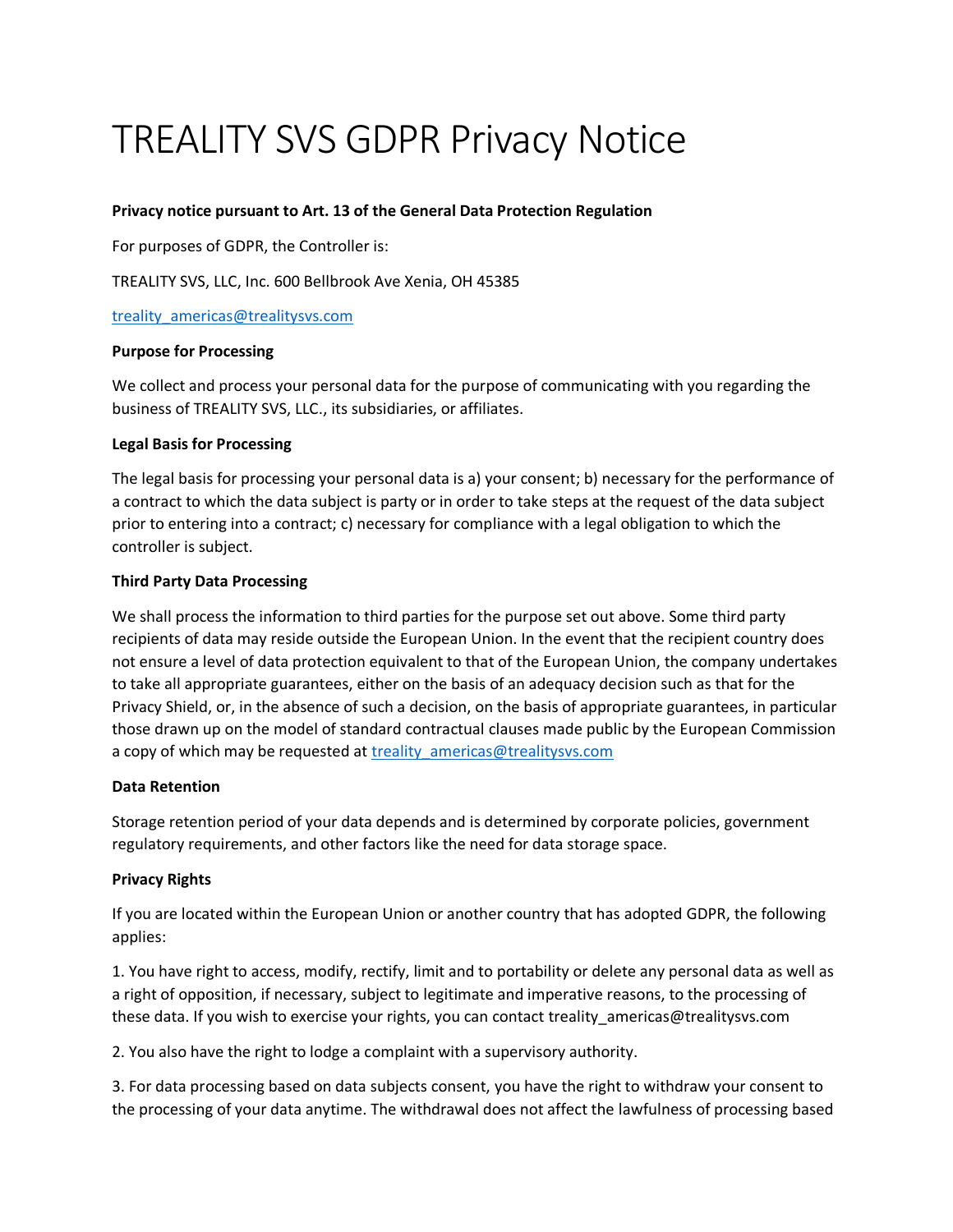# TREALITY SVS GDPR Privacy Notice

**Privacy notice pursuant to Art. 13 of the General Data Protection Regulation**

For purposes of GDPR, the Controller is:

TREALITY SVS, LLC, Inc. 600 Bellbrook Ave Xenia, OH 45385

treality_americas@trealitysvs.com

**Purpose for Processing**

We collect and process your personal data for the purpose of communicating with you regarding the business of TREALITY SVS, LLC., its subsidiaries, or affiliates.

**Legal Basis for Processing**

The legal basis for processing your personal data is a) your consent; b) necessary for the performance of a contract to which the data subject is party or in order to take steps at the request of the data subject prior to entering into a contract; c) necessary for compliance with a legal obligation to which the controller is subject.

**Third Party Data Processing**

We shall process the information to third parties for the purpose set out above. Some third party recipients of data may reside outside the European Union. In the event that the recipient country does not ensure a level of data protection equivalent to that of the European Union, the company undertakes to take all appropriate guarantees, either on the basis of an adequacy decision such as that for the Privacy Shield, or, in the absence of such a decision, on the basis of appropriate guarantees, in particular those drawn up on the model of standard contractual clauses made public by the European Commission a copy of which may be requested at treality_americas@trealitysvs.com

**Data Retention**

Storage retention period of your data depends and is determined by corporate policies, government regulatory requirements, and other factors like the need for data storage space.

**Privacy Rights**

If you are located within the European Union or another country that has adopted GDPR, the following applies:

1. You have right to access, modify, rectify, limit and to portability or delete any personal data as well as a right of opposition, if necessary, subject to legitimate and imperative reasons, to the processing of these data. If you wish to exercise your rights, you can contact treality_americas@trealitysvs.com

2. You also have the right to lodge a complaint with a supervisory authority.

3. For data processing based on data subjects consent, you have the right to withdraw your consent to the processing of your data anytime. The withdrawal does not affect the lawfulness of processing based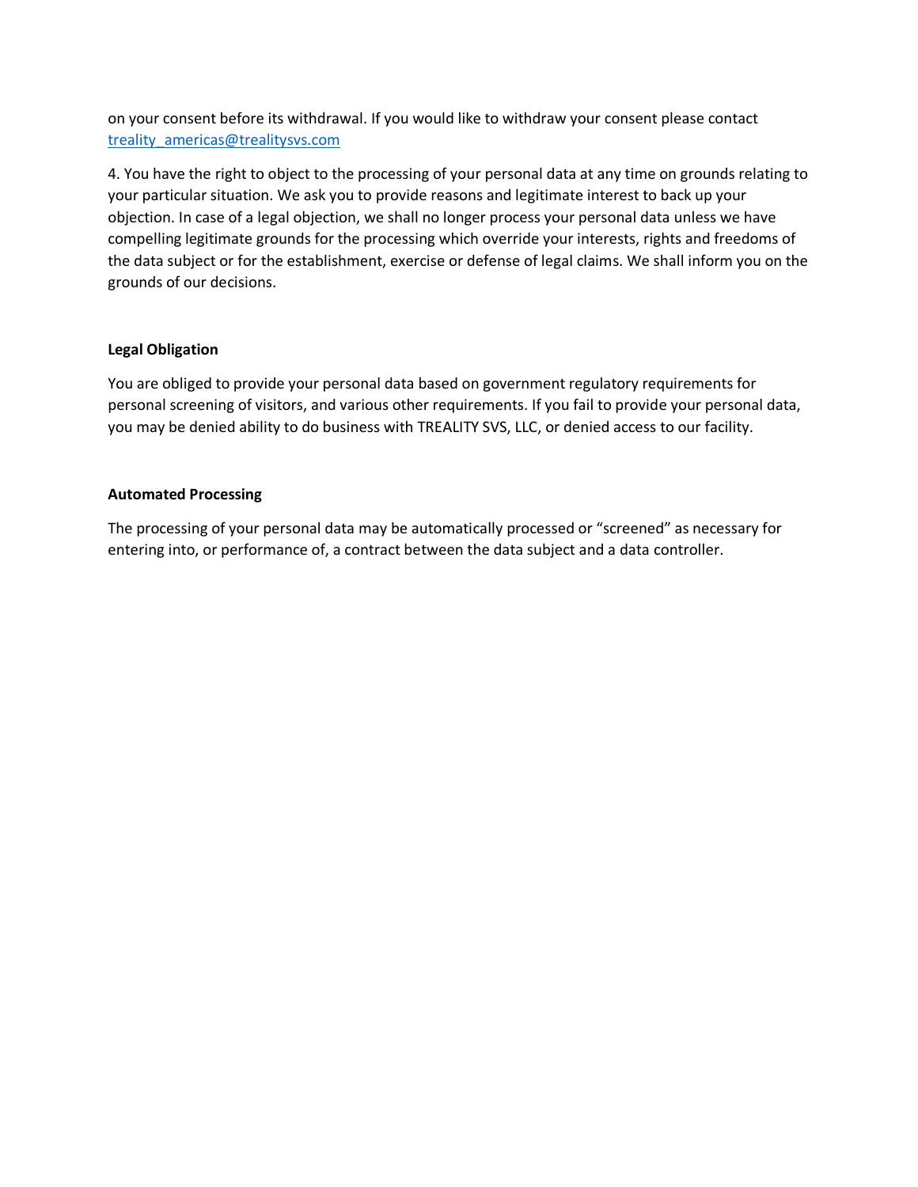on your consent before its withdrawal. If you would like to withdraw your consent please contact [treality_americas@trealitysvs.com](mailto:treality_americas@trealitysvs.com)

4. You have the right to object to the processing of your personal data at any time on grounds relating to your particular situation. We ask you to provide reasons and legitimate interest to back up your objection. In case of a legal objection, we shall no longer process your personal data unless we have compelling legitimate grounds for the processing which override your interests, rights and freedoms of the data subject or for the establishment, exercise or defense of legal claims. We shall inform you on the grounds of our decisions.

**Legal Obligation**

You are obliged to provide your personal data based on government regulatory requirements for personal screening of visitors, and various other requirements. If you fail to provide your personal data, you may be denied ability to do business with TREALITY SVS, LLC, or denied access to our facility.

**Automated Processing**

The processing of your personal data may be automatically processed or "screened" as necessary for entering into, or performance of, a contract between the data subject and a data controller.